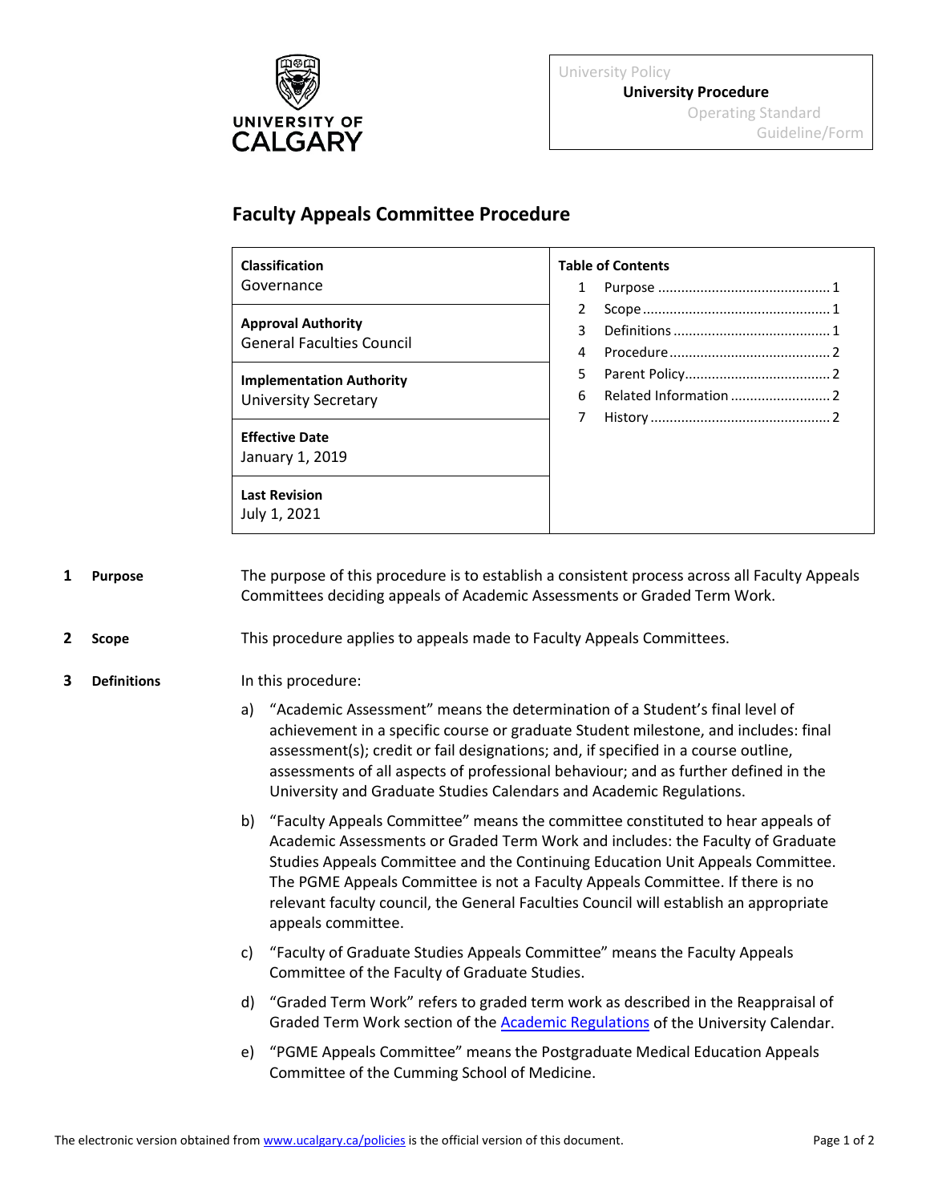University Policy
**University Procedure**
Operating Standard
Guideline/Form

# Faculty Appeals Committee Procedure

| **Classification**<br>Governance | **Table of Contents** |
|---|---|
| **Approval Authority**<br>General Faculties Council | 1 Purpose ........ 1<br>2 Scope ........ 1<br>3 Definitions ........ 1<br>4 Procedure ........ 2<br>5 Parent Policy ........ 2<br>6 Related Information ........ 2<br>7 History ........ 2 |
| **Implementation Authority**<br>University Secretary | |
| **Effective Date**<br>January 1, 2019 | |
| **Last Revision**<br>July 1, 2021 | |

## 1 Purpose

The purpose of this procedure is to establish a consistent process across all Faculty Appeals Committees deciding appeals of Academic Assessments or Graded Term Work.

## 2 Scope

This procedure applies to appeals made to Faculty Appeals Committees.

## 3 Definitions

In this procedure:

a) "Academic Assessment" means the determination of a Student's final level of achievement in a specific course or graduate Student milestone, and includes: final assessment(s); credit or fail designations; and, if specified in a course outline, assessments of all aspects of professional behaviour; and as further defined in the University and Graduate Studies Calendars and Academic Regulations.

b) "Faculty Appeals Committee" means the committee constituted to hear appeals of Academic Assessments or Graded Term Work and includes: the Faculty of Graduate Studies Appeals Committee and the Continuing Education Unit Appeals Committee. The PGME Appeals Committee is not a Faculty Appeals Committee. If there is no relevant faculty council, the General Faculties Council will establish an appropriate appeals committee.

c) "Faculty of Graduate Studies Appeals Committee" means the Faculty Appeals Committee of the Faculty of Graduate Studies.

d) "Graded Term Work" refers to graded term work as described in the Reappraisal of Graded Term Work section of the Academic Regulations of the University Calendar.

e) "PGME Appeals Committee" means the Postgraduate Medical Education Appeals Committee of the Cumming School of Medicine.

The electronic version obtained from www.ucalgary.ca/policies is the official version of this document.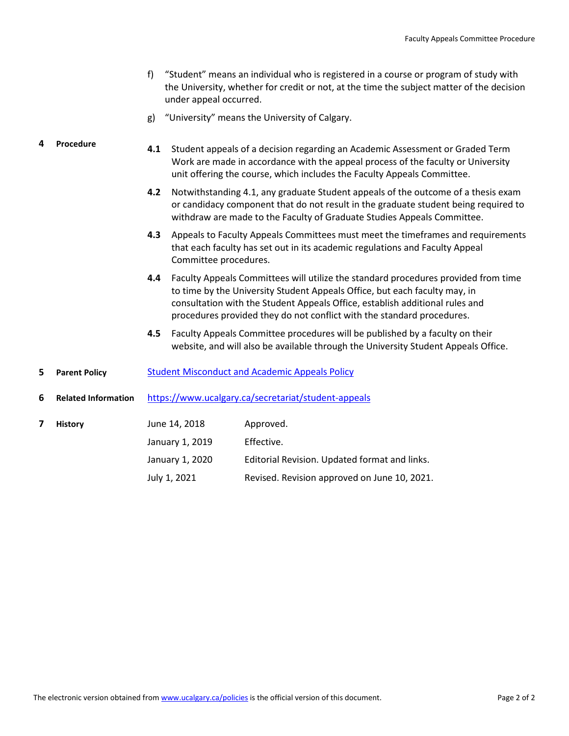f) "Student" means an individual who is registered in a course or program of study with the University, whether for credit or not, at the time the subject matter of the decision under appeal occurred.

g) "University" means the University of Calgary.

## 4 Procedure

**4.1** Student appeals of a decision regarding an Academic Assessment or Graded Term Work are made in accordance with the appeal process of the faculty or University unit offering the course, which includes the Faculty Appeals Committee.

**4.2** Notwithstanding 4.1, any graduate Student appeals of the outcome of a thesis exam or candidacy component that do not result in the graduate student being required to withdraw are made to the Faculty of Graduate Studies Appeals Committee.

**4.3** Appeals to Faculty Appeals Committees must meet the timeframes and requirements that each faculty has set out in its academic regulations and Faculty Appeal Committee procedures.

**4.4** Faculty Appeals Committees will utilize the standard procedures provided from time to time by the University Student Appeals Office, but each faculty may, in consultation with the Student Appeals Office, establish additional rules and procedures provided they do not conflict with the standard procedures.

**4.5** Faculty Appeals Committee procedures will be published by a faculty on their website, and will also be available through the University Student Appeals Office.

## 5 Parent Policy

[Student Misconduct and Academic Appeals Policy]

## 6 Related Information

https://www.ucalgary.ca/secretariat/student-appeals

## 7 History

| | |
|---|---|
| June 14, 2018 | Approved. |
| January 1, 2019 | Effective. |
| January 1, 2020 | Editorial Revision. Updated format and links. |
| July 1, 2021 | Revised. Revision approved on June 10, 2021. |

The electronic version obtained from www.ucalgary.ca/policies is the official version of this document.